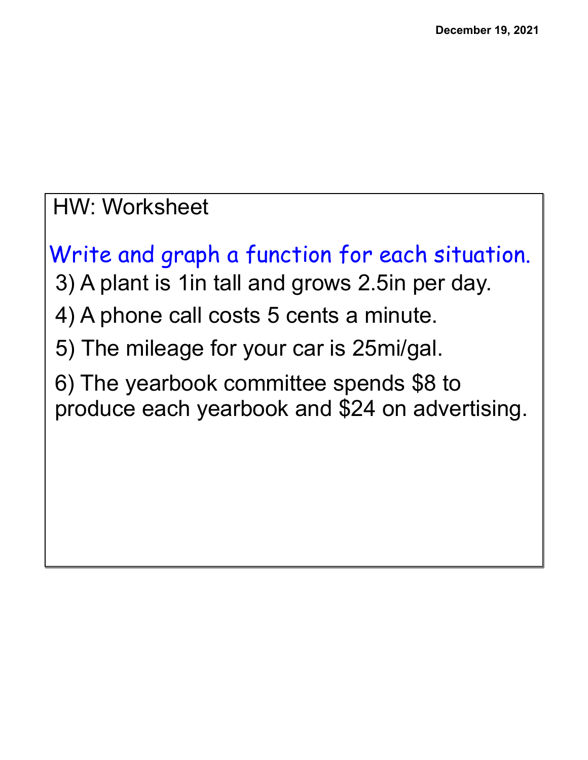HW: Worksheet

Write and graph a function for each situation.

3) A plant is 1in tall and grows 2.5in per day.

4) A phone call costs 5 cents a minute.

5) The mileage for your car is 25mi/gal.

6) The yearbook committee spends $8 to produce each yearbook and $24 on advertising.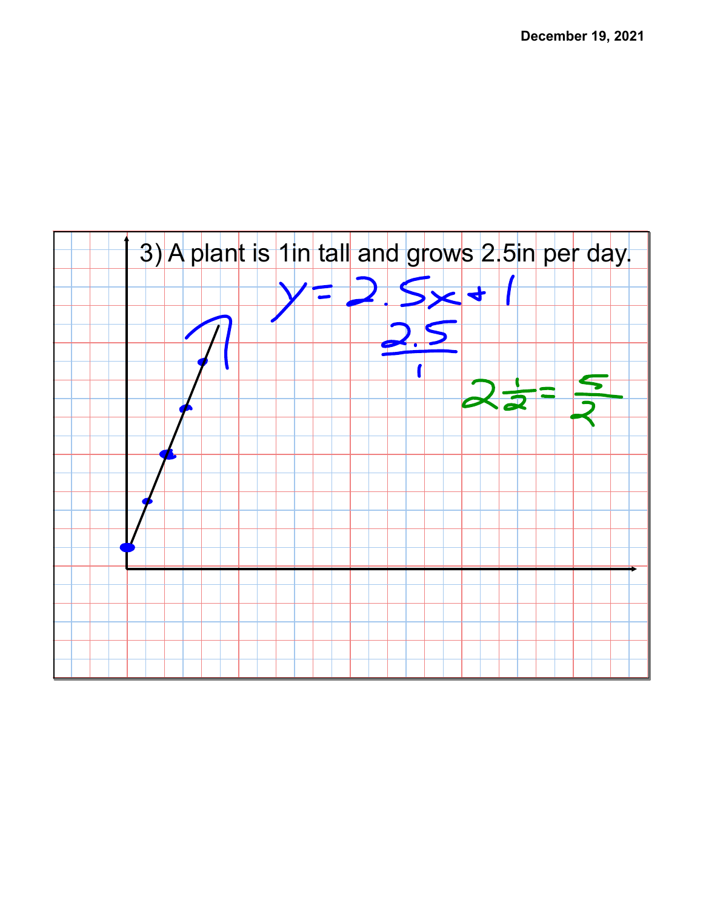3) A plant is 1in tall and grows 2.5in per day.

$y = 2.5x + 1$

$\frac{2.5}{1}$

$2\frac{1}{2} = \frac{5}{2}$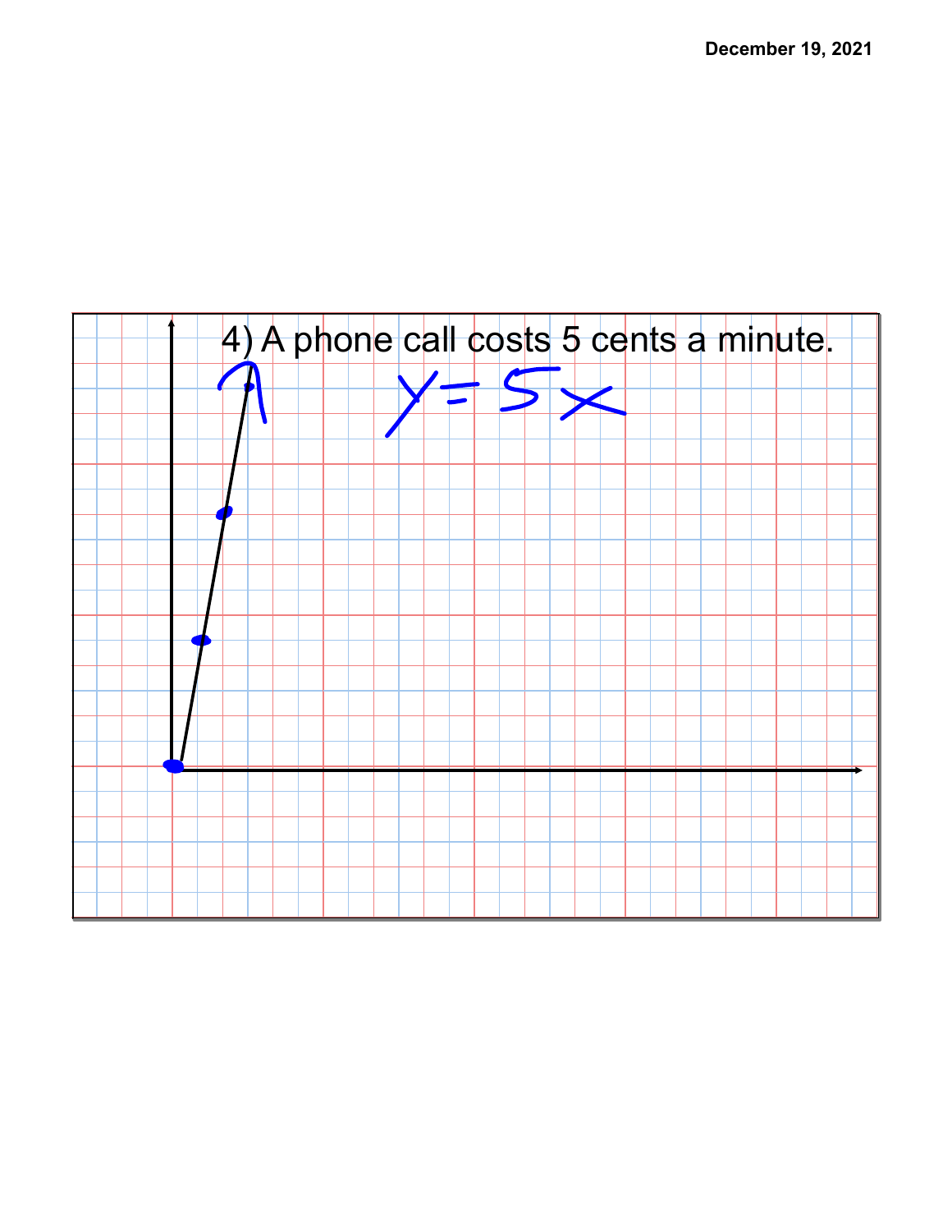4) A phone call costs 5 cents a minute.

$y = 5x$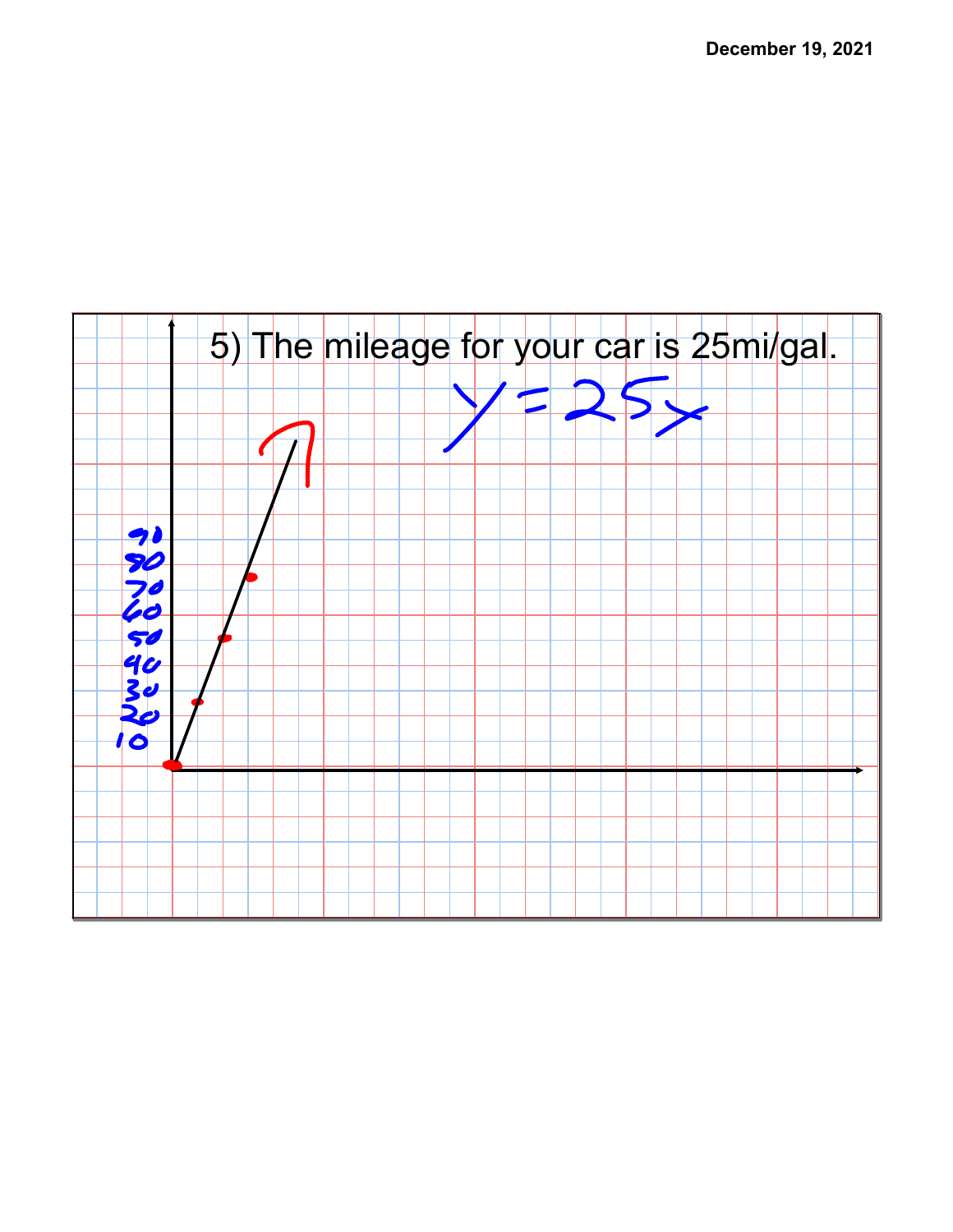5) The mileage for your car is 25mi/gal.

$y = 25x$

90
80
70
60
50
40
30
20
10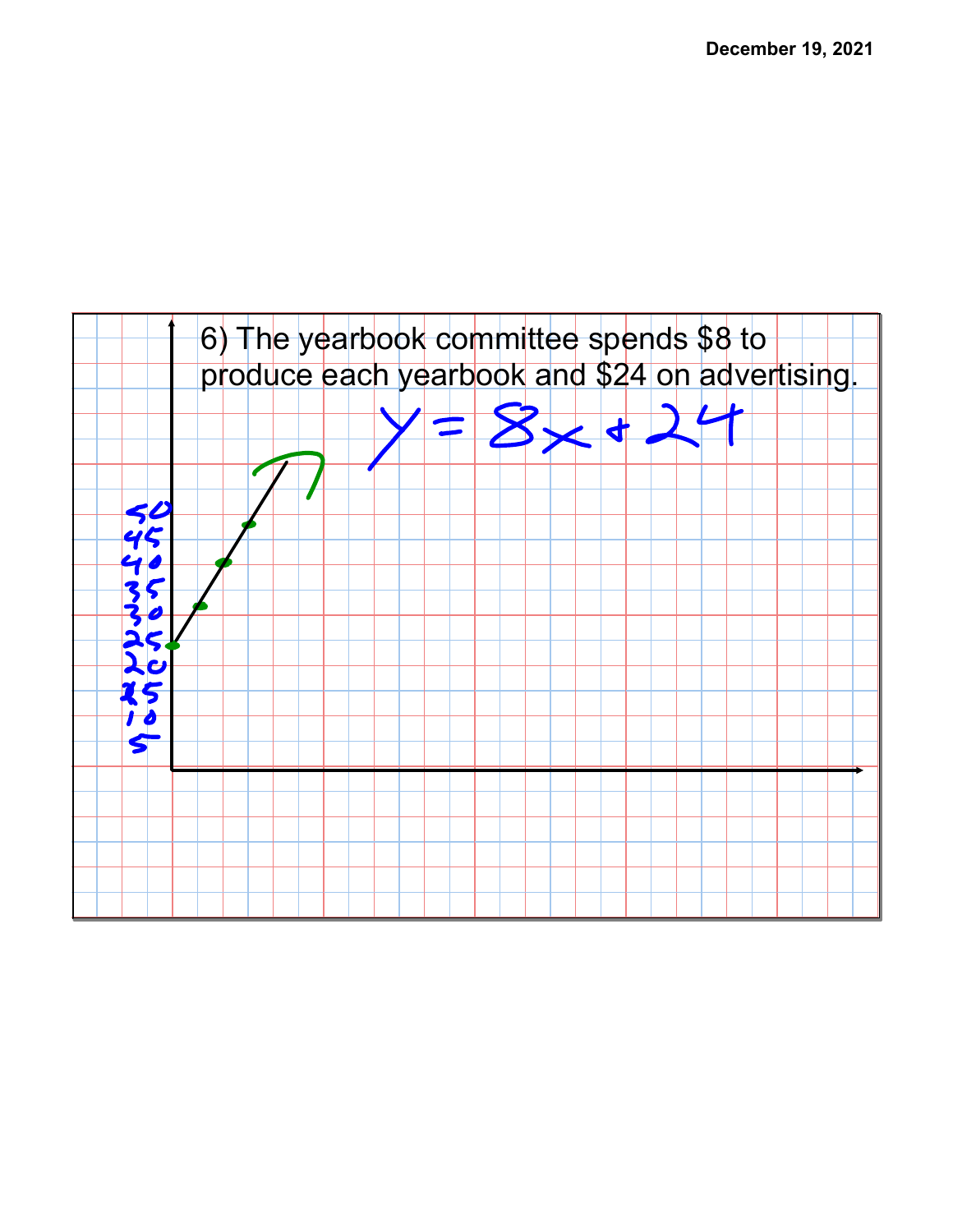6) The yearbook committee spends $8 to produce each yearbook and $24 on advertising.

$y = 8x + 24$

50
45
40
35
30
25
20
15
10
5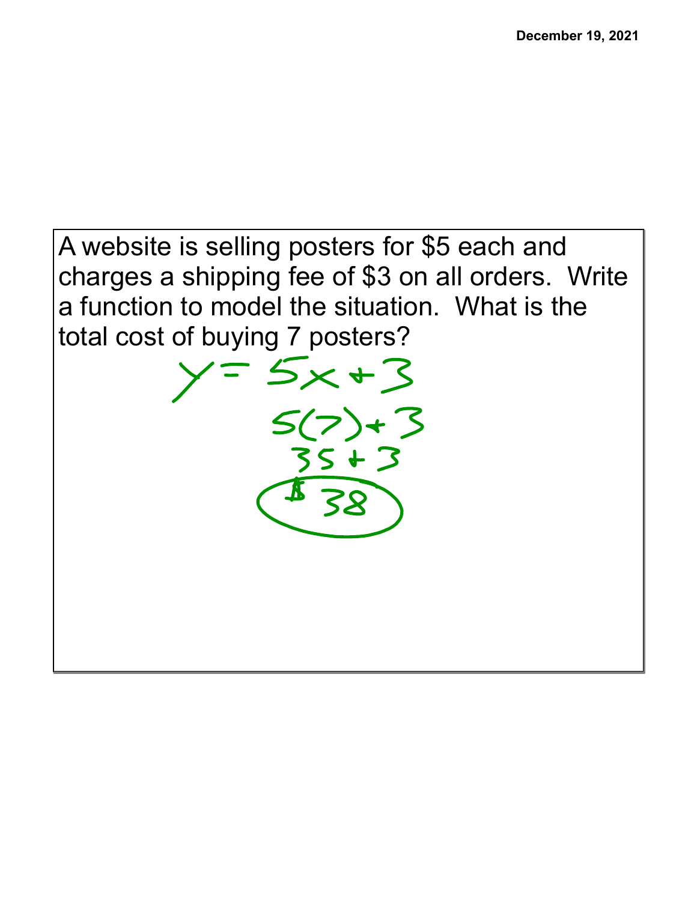A website is selling posters for \$5 each and charges a shipping fee of \$3 on all orders. Write a function to model the situation. What is the total cost of buying 7 posters?

$$y = 5x + 3$$

$$5(7) + 3$$

$$35 + 3$$

$$\$38$$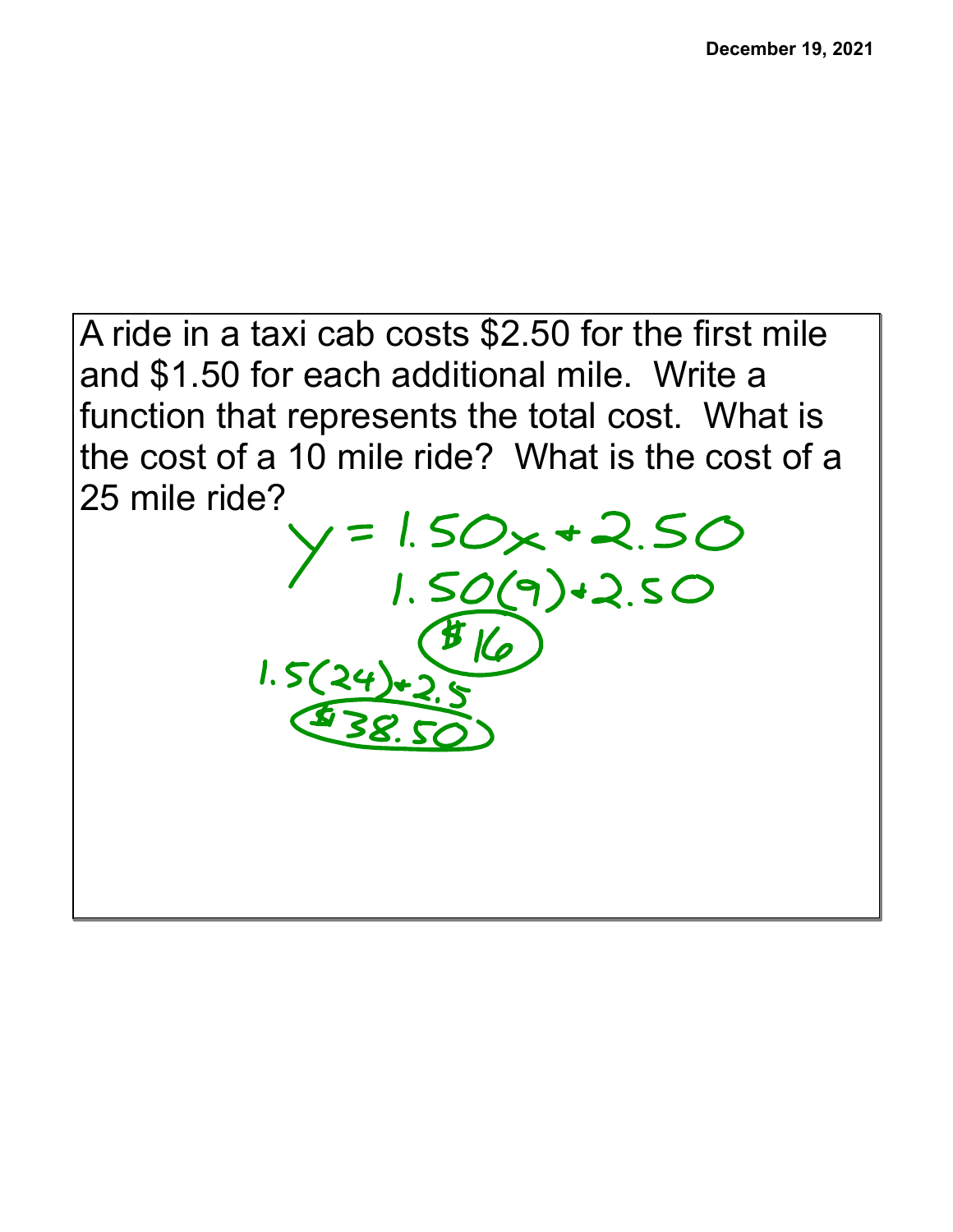A ride in a taxi cab costs $2.50 for the first mile and $1.50 for each additional mile. Write a function that represents the total cost. What is the cost of a 10 mile ride? What is the cost of a 25 mile ride?

$$y = 1.50x + 2.50$$

$$1.50(9) + 2.50$$

**$16**

$$1.5(24) + 2.5$$

**$38.50**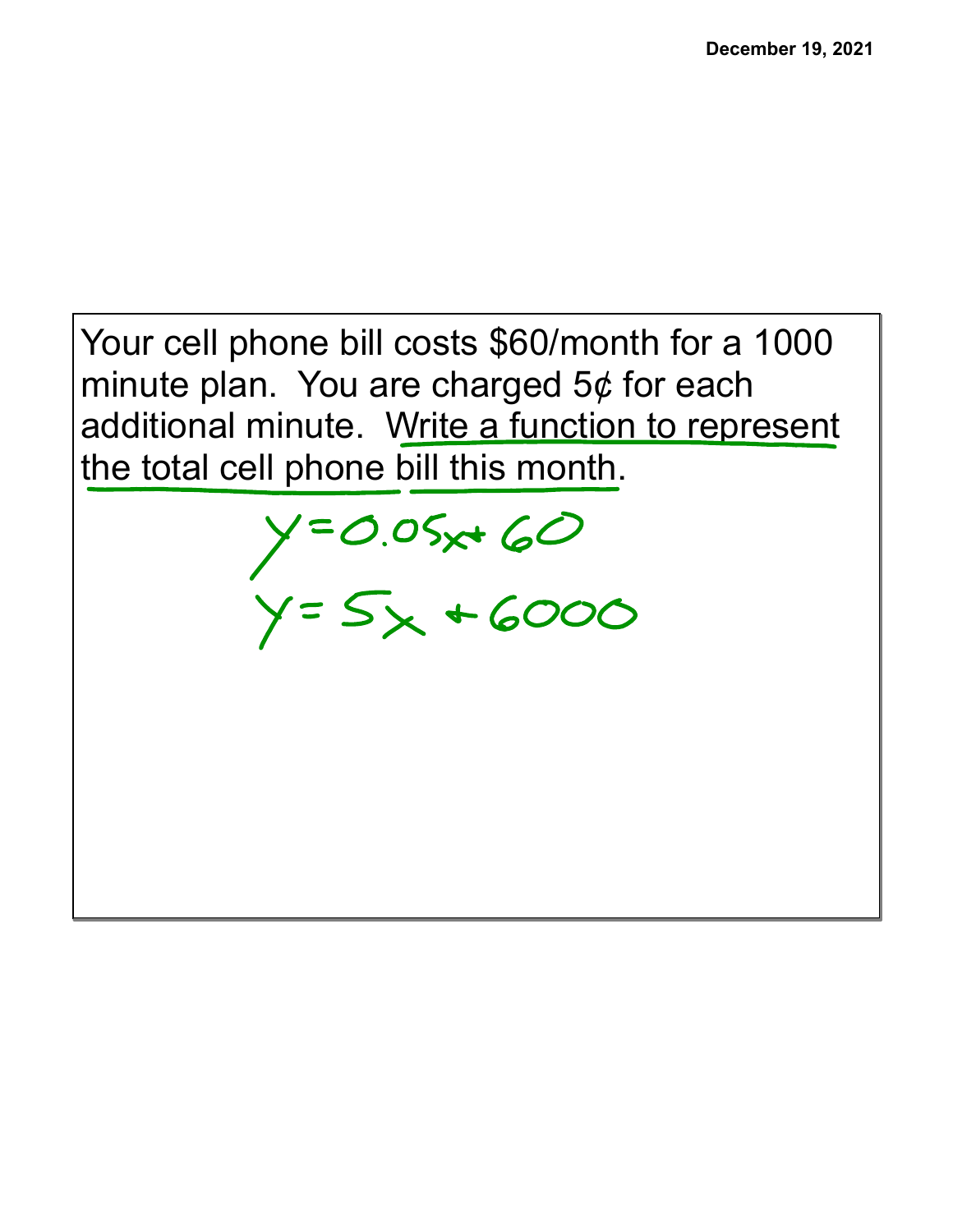Your cell phone bill costs \$60/month for a 1000 minute plan. You are charged 5¢ for each additional minute. <u>Write a function to represent the total cell phone bill this month</u>.

$$y = 0.05x + 60$$

$$y = 5x + 6000$$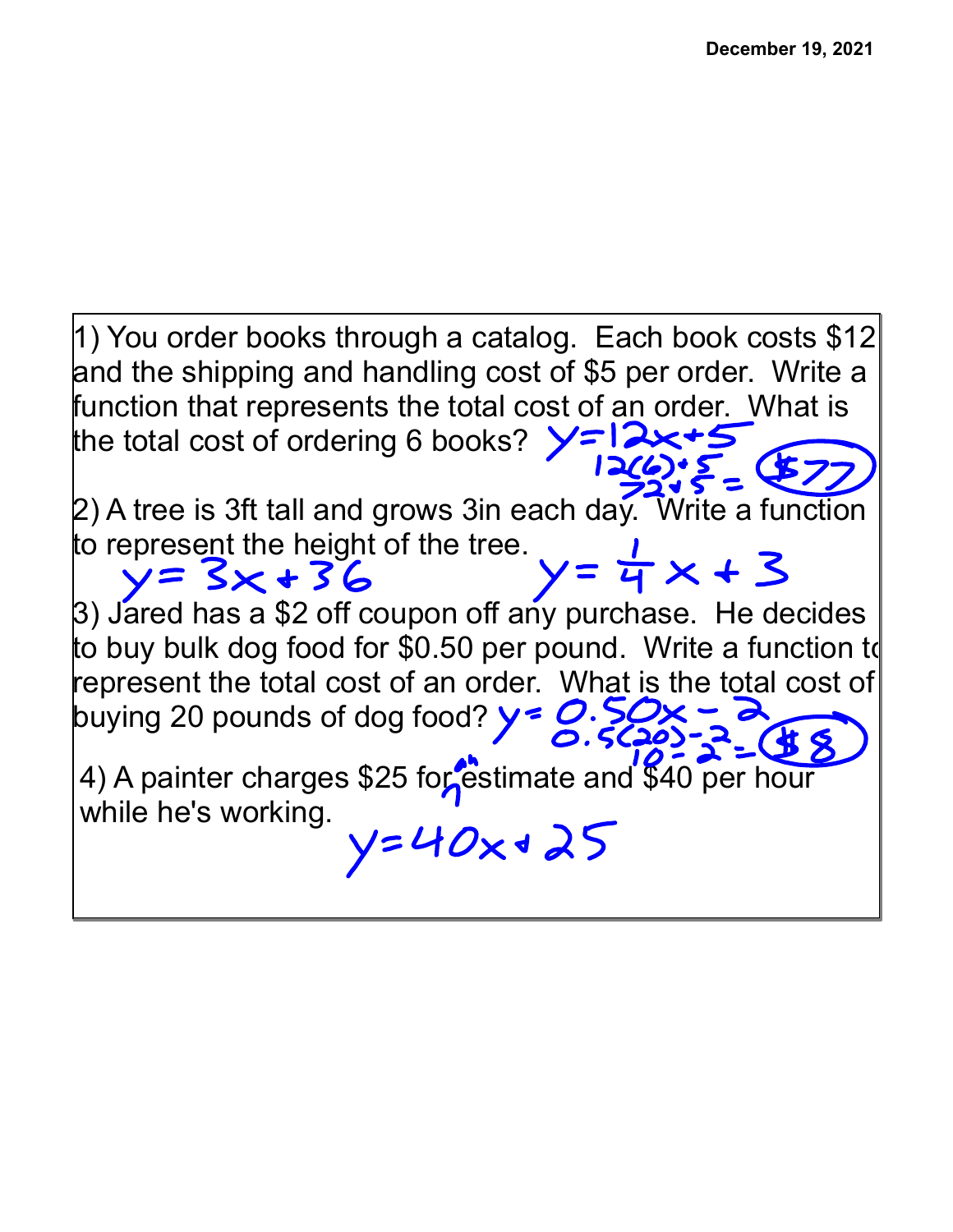December 19, 2021

1) You order books through a catalog. Each book costs $12 and the shipping and handling cost of $5 per order. Write a function that represents the total cost of an order. What is the total cost of ordering 6 books? $y=12x+5$

$12(6)+5$

$72+5=$ **$77**

2) A tree is 3ft tall and grows 3in each day. Write a function to represent the height of the tree.

$y=3x+36$ $\quad$ $y=\frac{1}{4}x+3$

3) Jared has a $2 off coupon off any purchase. He decides to buy bulk dog food for $0.50 per pound. Write a function to represent the total cost of an order. What is the total cost of buying 20 pounds of dog food? $y=0.50x-2$

$0.5(20)-2$

$10-2=$ **$8**

4) A painter charges $25 for an estimate and $40 per hour while he's working.

$y=40x+25$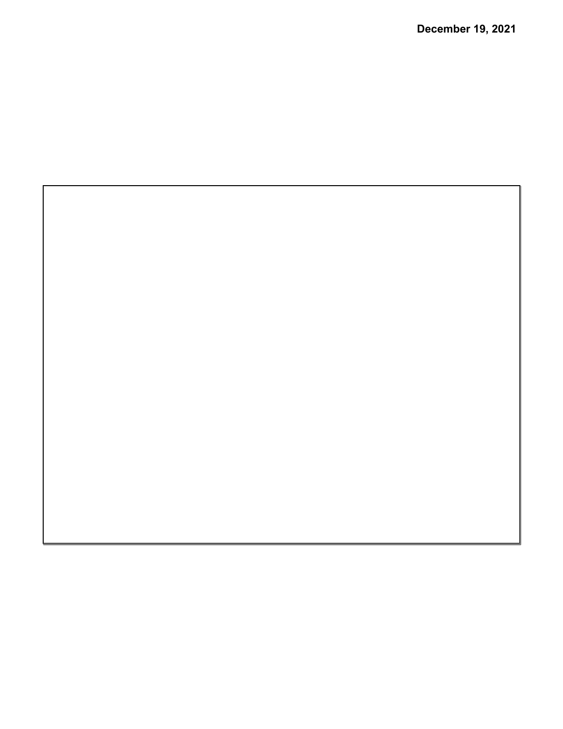December 19, 2021